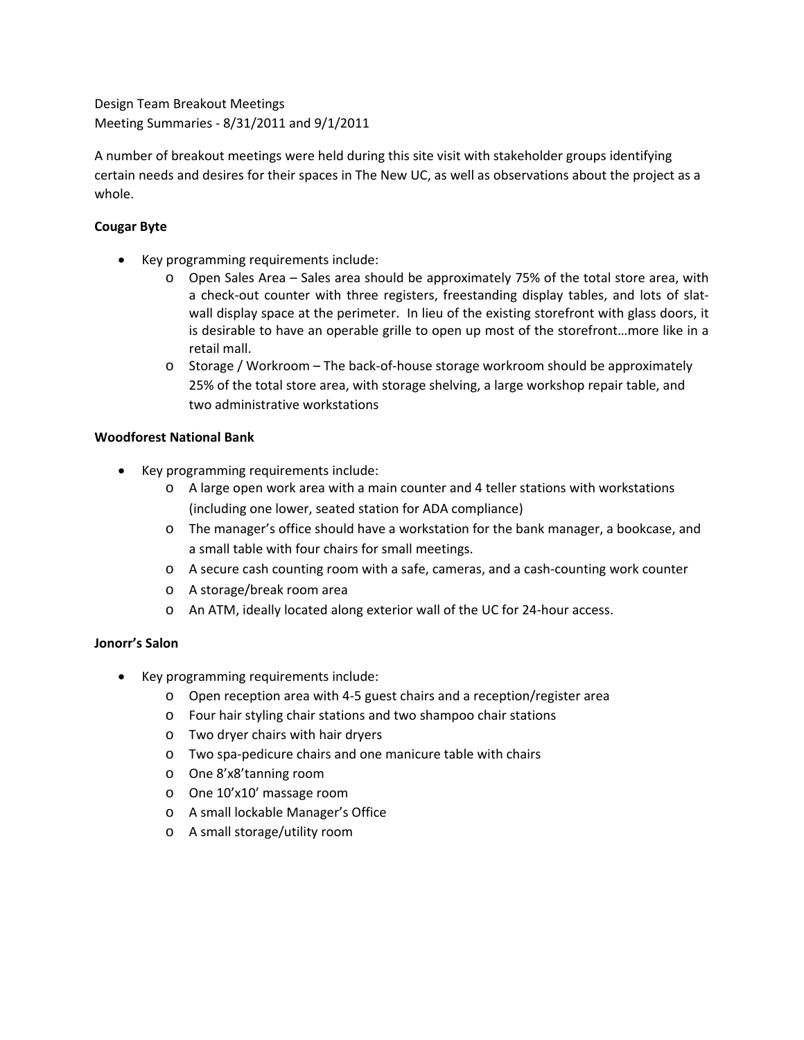Design Team Breakout Meetings
Meeting Summaries - 8/31/2011 and 9/1/2011

A number of breakout meetings were held during this site visit with stakeholder groups identifying certain needs and desires for their spaces in The New UC, as well as observations about the project as a whole.

**Cougar Byte**

- Key programming requirements include:
    - Open Sales Area – Sales area should be approximately 75% of the total store area, with a check-out counter with three registers, freestanding display tables, and lots of slat-wall display space at the perimeter. In lieu of the existing storefront with glass doors, it is desirable to have an operable grille to open up most of the storefront…more like in a retail mall.
    - Storage / Workroom – The back-of-house storage workroom should be approximately 25% of the total store area, with storage shelving, a large workshop repair table, and two administrative workstations

**Woodforest National Bank**

- Key programming requirements include:
    - A large open work area with a main counter and 4 teller stations with workstations (including one lower, seated station for ADA compliance)
    - The manager's office should have a workstation for the bank manager, a bookcase, and a small table with four chairs for small meetings.
    - A secure cash counting room with a safe, cameras, and a cash-counting work counter
    - A storage/break room area
    - An ATM, ideally located along exterior wall of the UC for 24-hour access.

**Jonorr's Salon**

- Key programming requirements include:
    - Open reception area with 4-5 guest chairs and a reception/register area
    - Four hair styling chair stations and two shampoo chair stations
    - Two dryer chairs with hair dryers
    - Two spa-pedicure chairs and one manicure table with chairs
    - One 8'x8'tanning room
    - One 10'x10' massage room
    - A small lockable Manager's Office
    - A small storage/utility room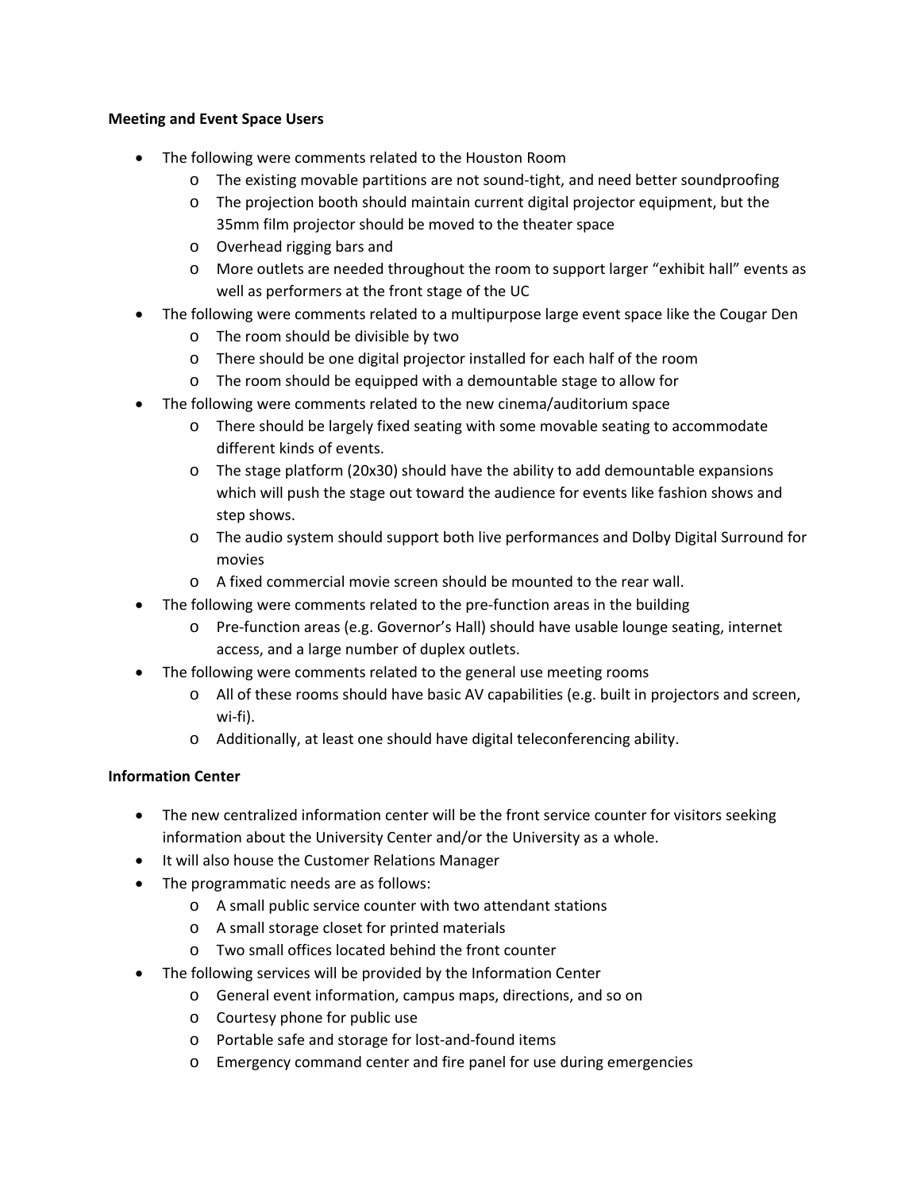**Meeting and Event Space Users**

- The following were comments related to the Houston Room
  - The existing movable partitions are not sound-tight, and need better soundproofing
  - The projection booth should maintain current digital projector equipment, but the 35mm film projector should be moved to the theater space
  - Overhead rigging bars and
  - More outlets are needed throughout the room to support larger "exhibit hall" events as well as performers at the front stage of the UC
- The following were comments related to a multipurpose large event space like the Cougar Den
  - The room should be divisible by two
  - There should be one digital projector installed for each half of the room
  - The room should be equipped with a demountable stage to allow for
- The following were comments related to the new cinema/auditorium space
  - There should be largely fixed seating with some movable seating to accommodate different kinds of events.
  - The stage platform (20x30) should have the ability to add demountable expansions which will push the stage out toward the audience for events like fashion shows and step shows.
  - The audio system should support both live performances and Dolby Digital Surround for movies
  - A fixed commercial movie screen should be mounted to the rear wall.
- The following were comments related to the pre-function areas in the building
  - Pre-function areas (e.g. Governor's Hall) should have usable lounge seating, internet access, and a large number of duplex outlets.
- The following were comments related to the general use meeting rooms
  - All of these rooms should have basic AV capabilities (e.g. built in projectors and screen, wi-fi).
  - Additionally, at least one should have digital teleconferencing ability.

**Information Center**

- The new centralized information center will be the front service counter for visitors seeking information about the University Center and/or the University as a whole.
- It will also house the Customer Relations Manager
- The programmatic needs are as follows:
  - A small public service counter with two attendant stations
  - A small storage closet for printed materials
  - Two small offices located behind the front counter
- The following services will be provided by the Information Center
  - General event information, campus maps, directions, and so on
  - Courtesy phone for public use
  - Portable safe and storage for lost-and-found items
  - Emergency command center and fire panel for use during emergencies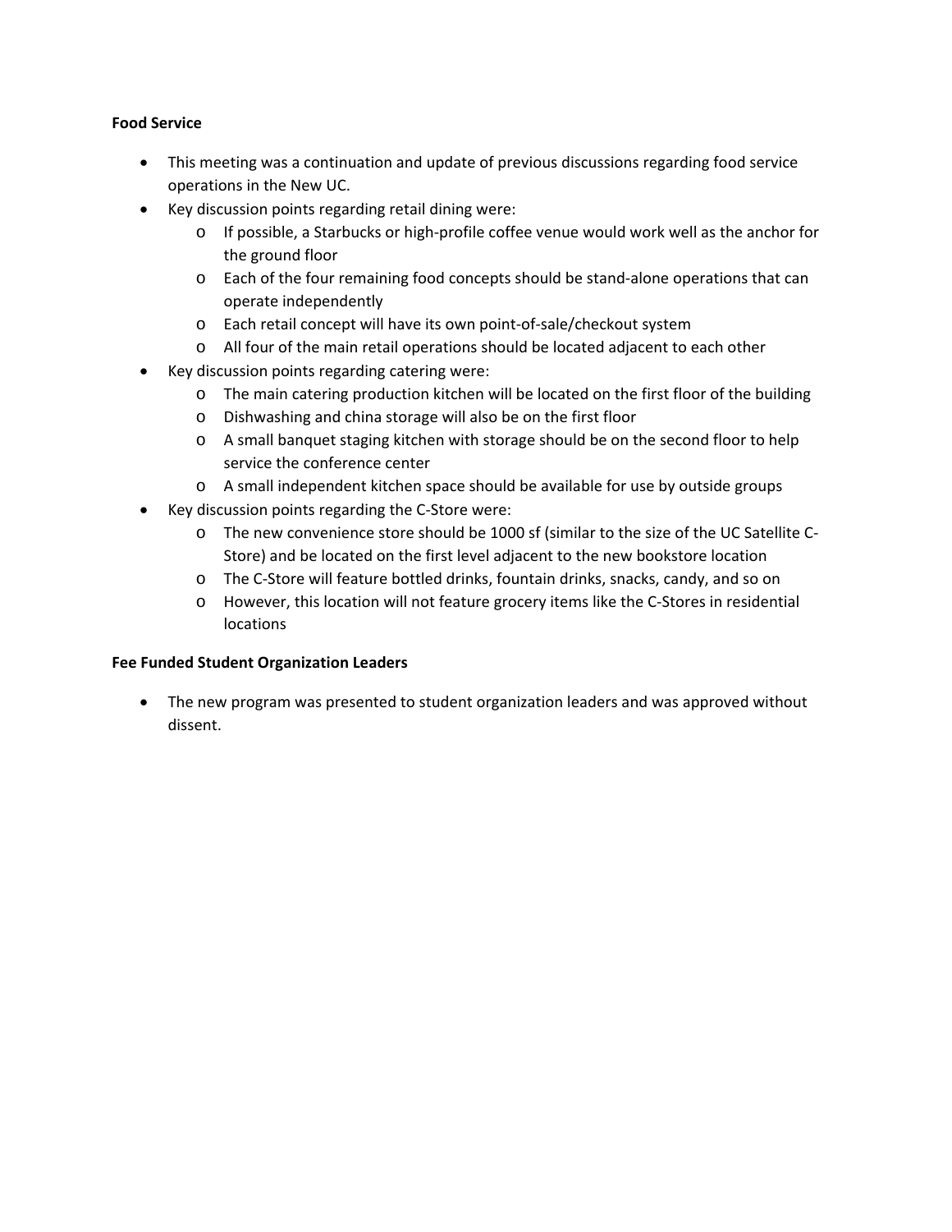**Food Service**

- This meeting was a continuation and update of previous discussions regarding food service operations in the New UC.
- Key discussion points regarding retail dining were:
  - If possible, a Starbucks or high-profile coffee venue would work well as the anchor for the ground floor
  - Each of the four remaining food concepts should be stand-alone operations that can operate independently
  - Each retail concept will have its own point-of-sale/checkout system
  - All four of the main retail operations should be located adjacent to each other
- Key discussion points regarding catering were:
  - The main catering production kitchen will be located on the first floor of the building
  - Dishwashing and china storage will also be on the first floor
  - A small banquet staging kitchen with storage should be on the second floor to help service the conference center
  - A small independent kitchen space should be available for use by outside groups
- Key discussion points regarding the C-Store were:
  - The new convenience store should be 1000 sf (similar to the size of the UC Satellite C-Store) and be located on the first level adjacent to the new bookstore location
  - The C-Store will feature bottled drinks, fountain drinks, snacks, candy, and so on
  - However, this location will not feature grocery items like the C-Stores in residential locations

**Fee Funded Student Organization Leaders**

- The new program was presented to student organization leaders and was approved without dissent.